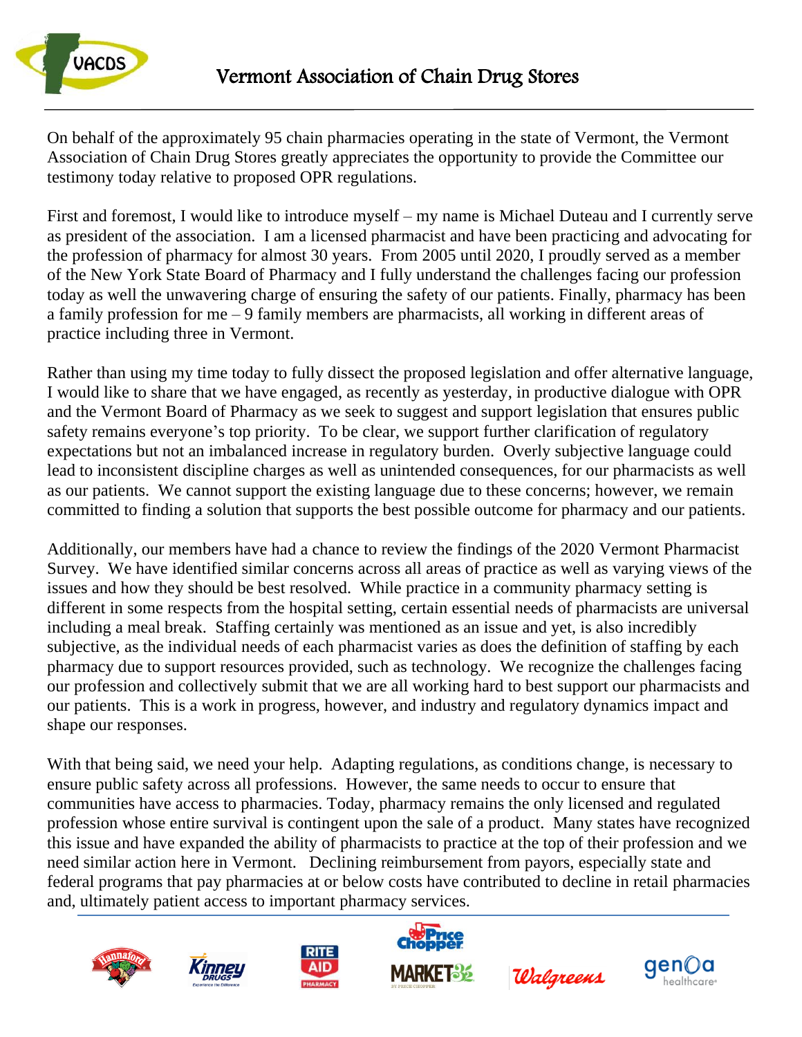# Vermont Association of Chain Drug Stores

On behalf of the approximately 95 chain pharmacies operating in the state of Vermont, the Vermont Association of Chain Drug Stores greatly appreciates the opportunity to provide the Committee our testimony today relative to proposed OPR regulations.

First and foremost, I would like to introduce myself – my name is Michael Duteau and I currently serve as president of the association. I am a licensed pharmacist and have been practicing and advocating for the profession of pharmacy for almost 30 years. From 2005 until 2020, I proudly served as a member of the New York State Board of Pharmacy and I fully understand the challenges facing our profession today as well the unwavering charge of ensuring the safety of our patients. Finally, pharmacy has been a family profession for me – 9 family members are pharmacists, all working in different areas of practice including three in Vermont.

Rather than using my time today to fully dissect the proposed legislation and offer alternative language, I would like to share that we have engaged, as recently as yesterday, in productive dialogue with OPR and the Vermont Board of Pharmacy as we seek to suggest and support legislation that ensures public safety remains everyone's top priority. To be clear, we support further clarification of regulatory expectations but not an imbalanced increase in regulatory burden. Overly subjective language could lead to inconsistent discipline charges as well as unintended consequences, for our pharmacists as well as our patients. We cannot support the existing language due to these concerns; however, we remain committed to finding a solution that supports the best possible outcome for pharmacy and our patients.

Additionally, our members have had a chance to review the findings of the 2020 Vermont Pharmacist Survey. We have identified similar concerns across all areas of practice as well as varying views of the issues and how they should be best resolved. While practice in a community pharmacy setting is different in some respects from the hospital setting, certain essential needs of pharmacists are universal including a meal break. Staffing certainly was mentioned as an issue and yet, is also incredibly subjective, as the individual needs of each pharmacist varies as does the definition of staffing by each pharmacy due to support resources provided, such as technology. We recognize the challenges facing our profession and collectively submit that we are all working hard to best support our pharmacists and our patients. This is a work in progress, however, and industry and regulatory dynamics impact and shape our responses.

With that being said, we need your help. Adapting regulations, as conditions change, is necessary to ensure public safety across all professions. However, the same needs to occur to ensure that communities have access to pharmacies. Today, pharmacy remains the only licensed and regulated profession whose entire survival is contingent upon the sale of a product. Many states have recognized this issue and have expanded the ability of pharmacists to practice at the top of their profession and we need similar action here in Vermont. Declining reimbursement from payors, especially state and federal programs that pay pharmacies at or below costs have contributed to decline in retail pharmacies and, ultimately patient access to important pharmacy services.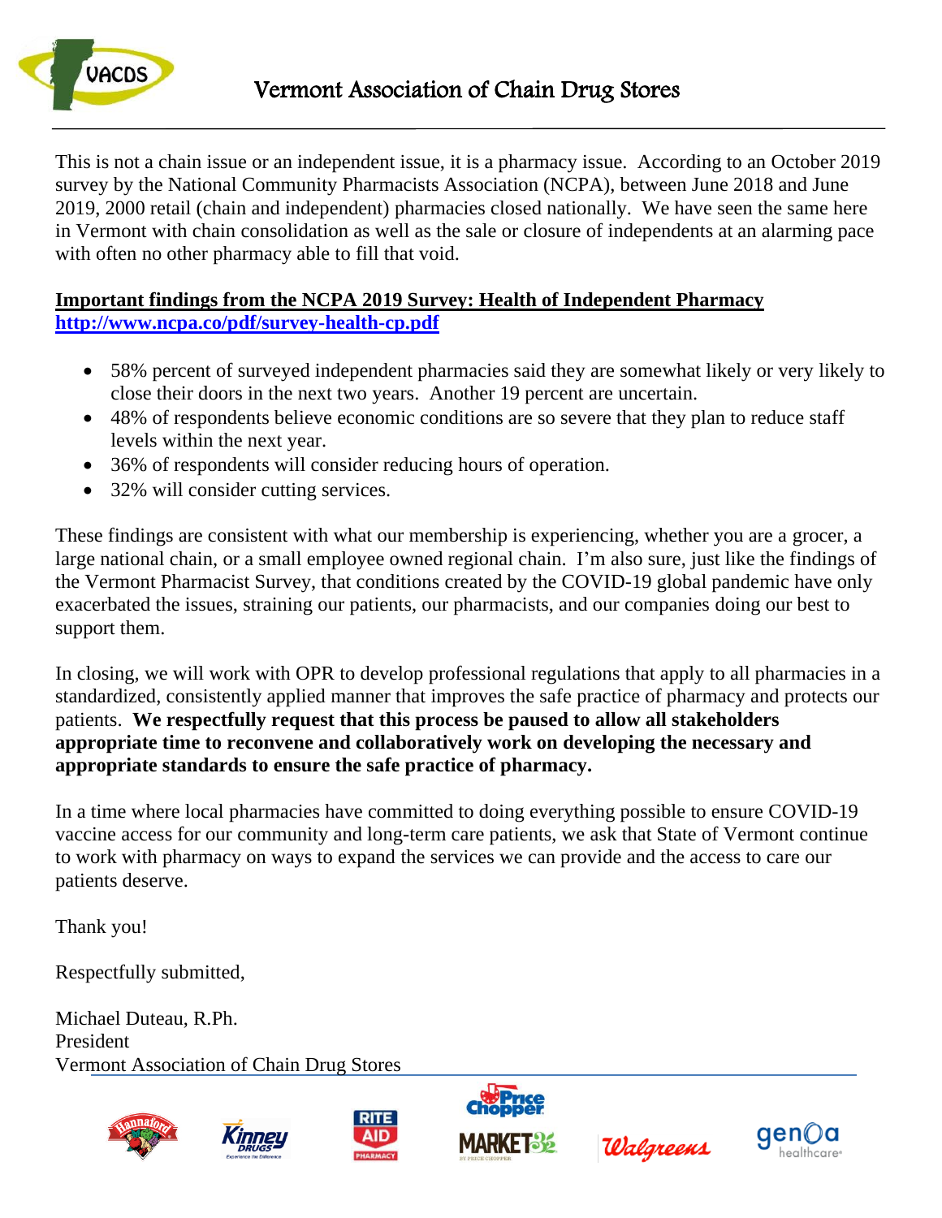# Vermont Association of Chain Drug Stores

This is not a chain issue or an independent issue, it is a pharmacy issue. According to an October 2019 survey by the National Community Pharmacists Association (NCPA), between June 2018 and June 2019, 2000 retail (chain and independent) pharmacies closed nationally. We have seen the same here in Vermont with chain consolidation as well as the sale or closure of independents at an alarming pace with often no other pharmacy able to fill that void.

**Important findings from the NCPA 2019 Survey: Health of Independent Pharmacy**
**http://www.ncpa.co/pdf/survey-health-cp.pdf**

- 58% percent of surveyed independent pharmacies said they are somewhat likely or very likely to close their doors in the next two years. Another 19 percent are uncertain.
- 48% of respondents believe economic conditions are so severe that they plan to reduce staff levels within the next year.
- 36% of respondents will consider reducing hours of operation.
- 32% will consider cutting services.

These findings are consistent with what our membership is experiencing, whether you are a grocer, a large national chain, or a small employee owned regional chain. I'm also sure, just like the findings of the Vermont Pharmacist Survey, that conditions created by the COVID-19 global pandemic have only exacerbated the issues, straining our patients, our pharmacists, and our companies doing our best to support them.

In closing, we will work with OPR to develop professional regulations that apply to all pharmacies in a standardized, consistently applied manner that improves the safe practice of pharmacy and protects our patients. **We respectfully request that this process be paused to allow all stakeholders appropriate time to reconvene and collaboratively work on developing the necessary and appropriate standards to ensure the safe practice of pharmacy.**

In a time where local pharmacies have committed to doing everything possible to ensure COVID-19 vaccine access for our community and long-term care patients, we ask that State of Vermont continue to work with pharmacy on ways to expand the services we can provide and the access to care our patients deserve.

Thank you!

Respectfully submitted,

Michael Duteau, R.Ph.
President
Vermont Association of Chain Drug Stores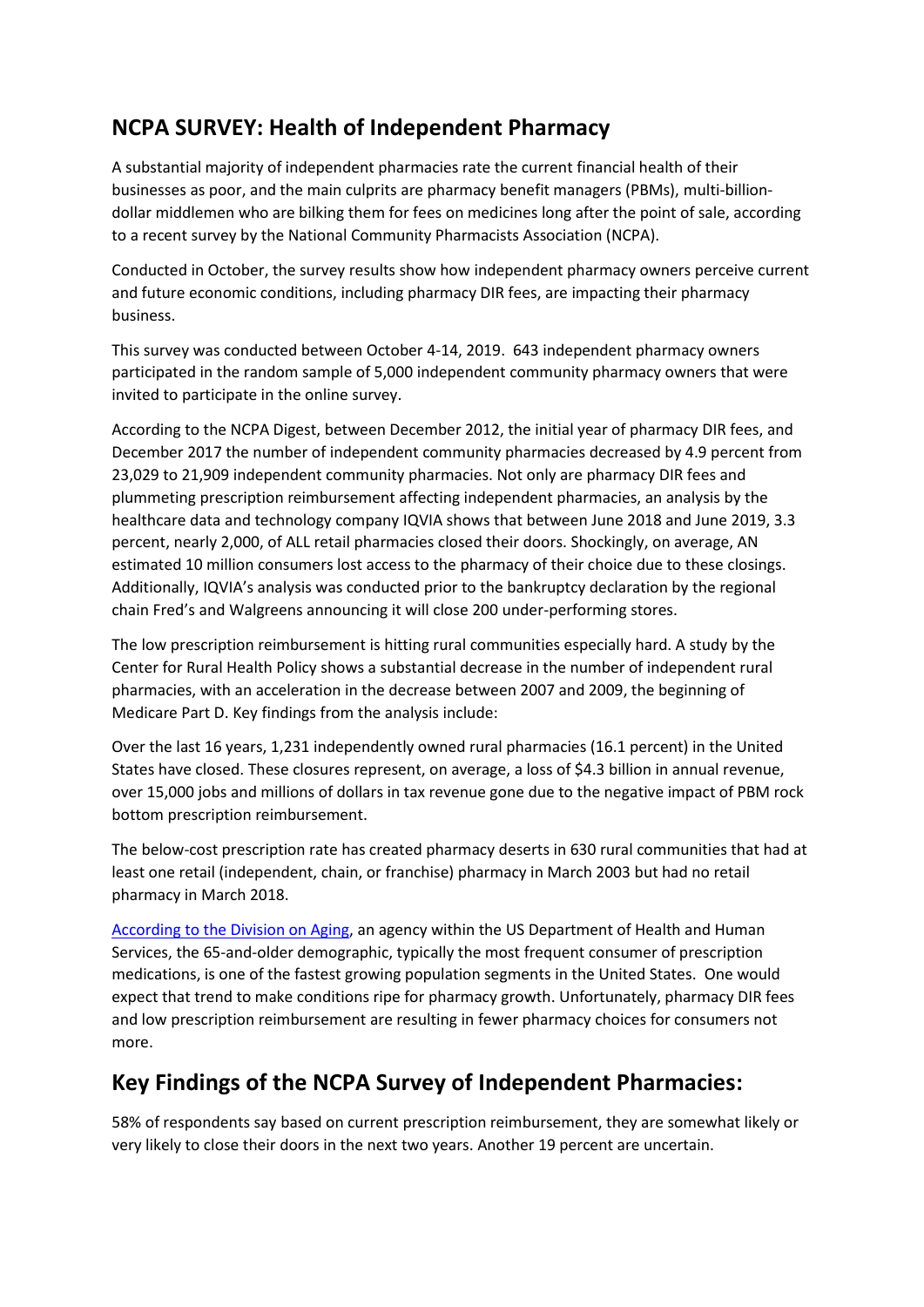## NCPA SURVEY: Health of Independent Pharmacy

A substantial majority of independent pharmacies rate the current financial health of their businesses as poor, and the main culprits are pharmacy benefit managers (PBMs), multi-billion-dollar middlemen who are bilking them for fees on medicines long after the point of sale, according to a recent survey by the National Community Pharmacists Association (NCPA).

Conducted in October, the survey results show how independent pharmacy owners perceive current and future economic conditions, including pharmacy DIR fees, are impacting their pharmacy business.

This survey was conducted between October 4-14, 2019. 643 independent pharmacy owners participated in the random sample of 5,000 independent community pharmacy owners that were invited to participate in the online survey.

According to the NCPA Digest, between December 2012, the initial year of pharmacy DIR fees, and December 2017 the number of independent community pharmacies decreased by 4.9 percent from 23,029 to 21,909 independent community pharmacies. Not only are pharmacy DIR fees and plummeting prescription reimbursement affecting independent pharmacies, an analysis by the healthcare data and technology company IQVIA shows that between June 2018 and June 2019, 3.3 percent, nearly 2,000, of ALL retail pharmacies closed their doors. Shockingly, on average, AN estimated 10 million consumers lost access to the pharmacy of their choice due to these closings. Additionally, IQVIA's analysis was conducted prior to the bankruptcy declaration by the regional chain Fred's and Walgreens announcing it will close 200 under-performing stores.

The low prescription reimbursement is hitting rural communities especially hard. A study by the Center for Rural Health Policy shows a substantial decrease in the number of independent rural pharmacies, with an acceleration in the decrease between 2007 and 2009, the beginning of Medicare Part D. Key findings from the analysis include:

Over the last 16 years, 1,231 independently owned rural pharmacies (16.1 percent) in the United States have closed. These closures represent, on average, a loss of $4.3 billion in annual revenue, over 15,000 jobs and millions of dollars in tax revenue gone due to the negative impact of PBM rock bottom prescription reimbursement.

The below-cost prescription rate has created pharmacy deserts in 630 rural communities that had at least one retail (independent, chain, or franchise) pharmacy in March 2003 but had no retail pharmacy in March 2018.

According to the Division on Aging, an agency within the US Department of Health and Human Services, the 65-and-older demographic, typically the most frequent consumer of prescription medications, is one of the fastest growing population segments in the United States. One would expect that trend to make conditions ripe for pharmacy growth. Unfortunately, pharmacy DIR fees and low prescription reimbursement are resulting in fewer pharmacy choices for consumers not more.

## Key Findings of the NCPA Survey of Independent Pharmacies:

58% of respondents say based on current prescription reimbursement, they are somewhat likely or very likely to close their doors in the next two years. Another 19 percent are uncertain.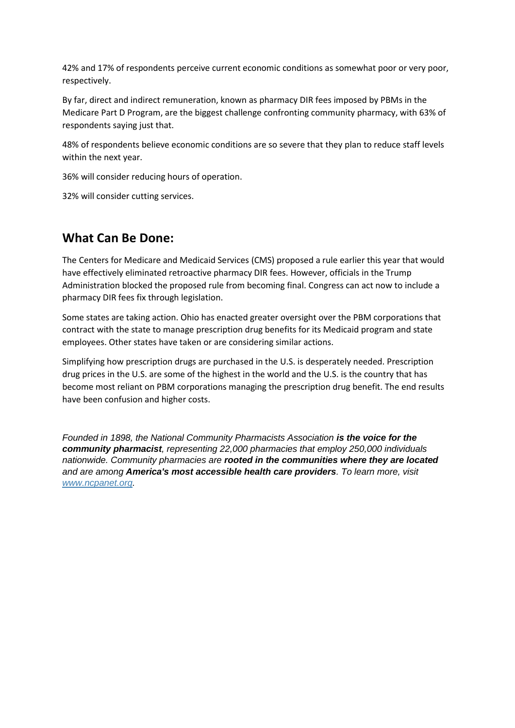42% and 17% of respondents perceive current economic conditions as somewhat poor or very poor, respectively.

By far, direct and indirect remuneration, known as pharmacy DIR fees imposed by PBMs in the Medicare Part D Program, are the biggest challenge confronting community pharmacy, with 63% of respondents saying just that.

48% of respondents believe economic conditions are so severe that they plan to reduce staff levels within the next year.

36% will consider reducing hours of operation.

32% will consider cutting services.

## What Can Be Done:

The Centers for Medicare and Medicaid Services (CMS) proposed a rule earlier this year that would have effectively eliminated retroactive pharmacy DIR fees. However, officials in the Trump Administration blocked the proposed rule from becoming final. Congress can act now to include a pharmacy DIR fees fix through legislation.

Some states are taking action. Ohio has enacted greater oversight over the PBM corporations that contract with the state to manage prescription drug benefits for its Medicaid program and state employees. Other states have taken or are considering similar actions.

Simplifying how prescription drugs are purchased in the U.S. is desperately needed. Prescription drug prices in the U.S. are some of the highest in the world and the U.S. is the country that has become most reliant on PBM corporations managing the prescription drug benefit. The end results have been confusion and higher costs.

*Founded in 1898, the National Community Pharmacists Association* ***is the voice for the community pharmacist****, representing 22,000 pharmacies that employ 250,000 individuals nationwide. Community pharmacies are* ***rooted in the communities where they are located*** *and are among* ***America's most accessible health care providers****. To learn more, visit [www.ncpanet.org](http://www.ncpanet.org).*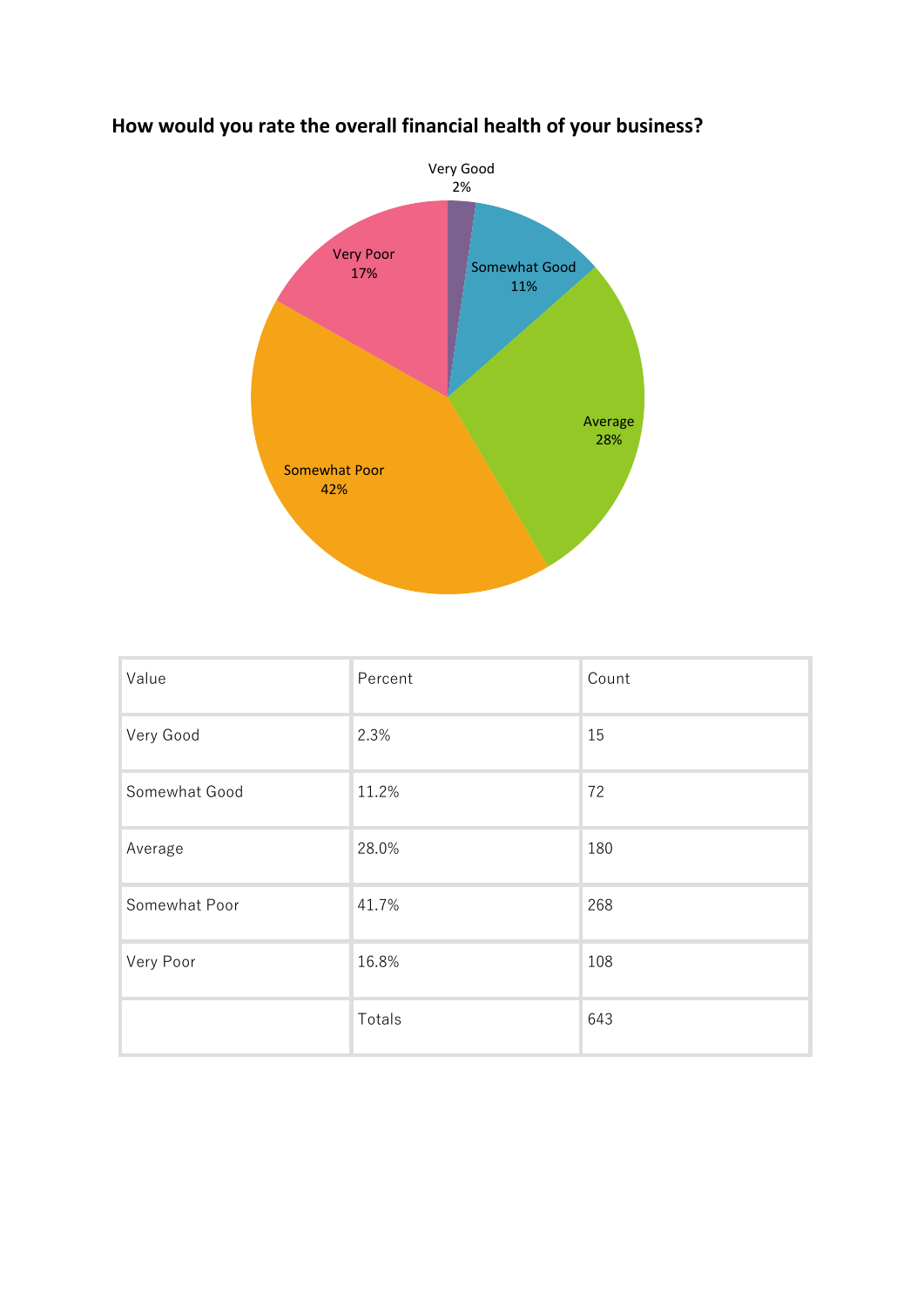## How would you rate the overall financial health of your business?

Very Good 2%

Somewhat Good 11%

Average 28%

Somewhat Poor 42%

Very Poor 17%

| Value | Percent | Count |
|---|---|---|
| Very Good | 2.3% | 15 |
| Somewhat Good | 11.2% | 72 |
| Average | 28.0% | 180 |
| Somewhat Poor | 41.7% | 268 |
| Very Poor | 16.8% | 108 |
| | Totals | 643 |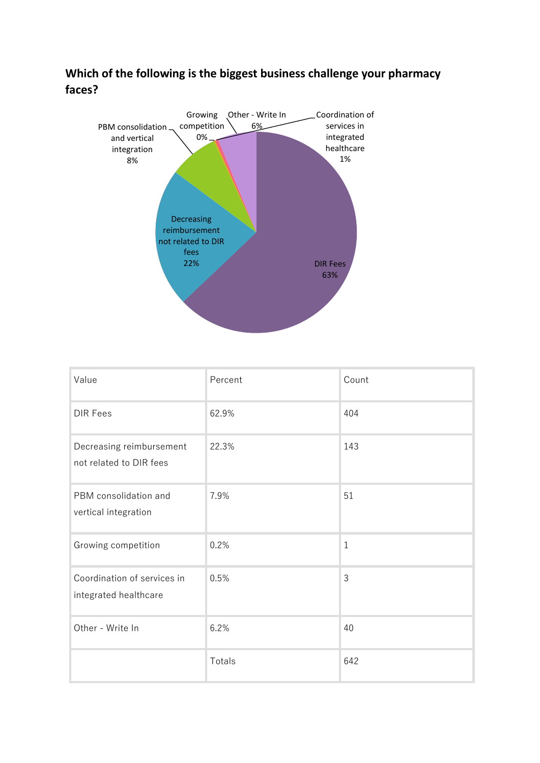**Which of the following is the biggest business challenge your pharmacy faces?**

| Value | Percent | Count |
|---|---|---|
| DIR Fees | 62.9% | 404 |
| Decreasing reimbursement not related to DIR fees | 22.3% | 143 |
| PBM consolidation and vertical integration | 7.9% | 51 |
| Growing competition | 0.2% | 1 |
| Coordination of services in integrated healthcare | 0.5% | 3 |
| Other - Write In | 6.2% | 40 |
| | Totals | 642 |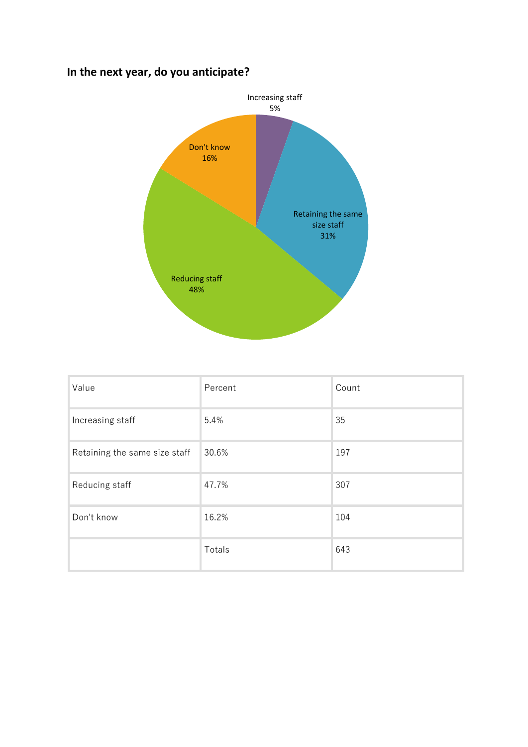## In the next year, do you anticipate?

| Value | Percent | Count |
|---|---|---|
| Increasing staff | 5.4% | 35 |
| Retaining the same size staff | 30.6% | 197 |
| Reducing staff | 47.7% | 307 |
| Don't know | 16.2% | 104 |
| | Totals | 643 |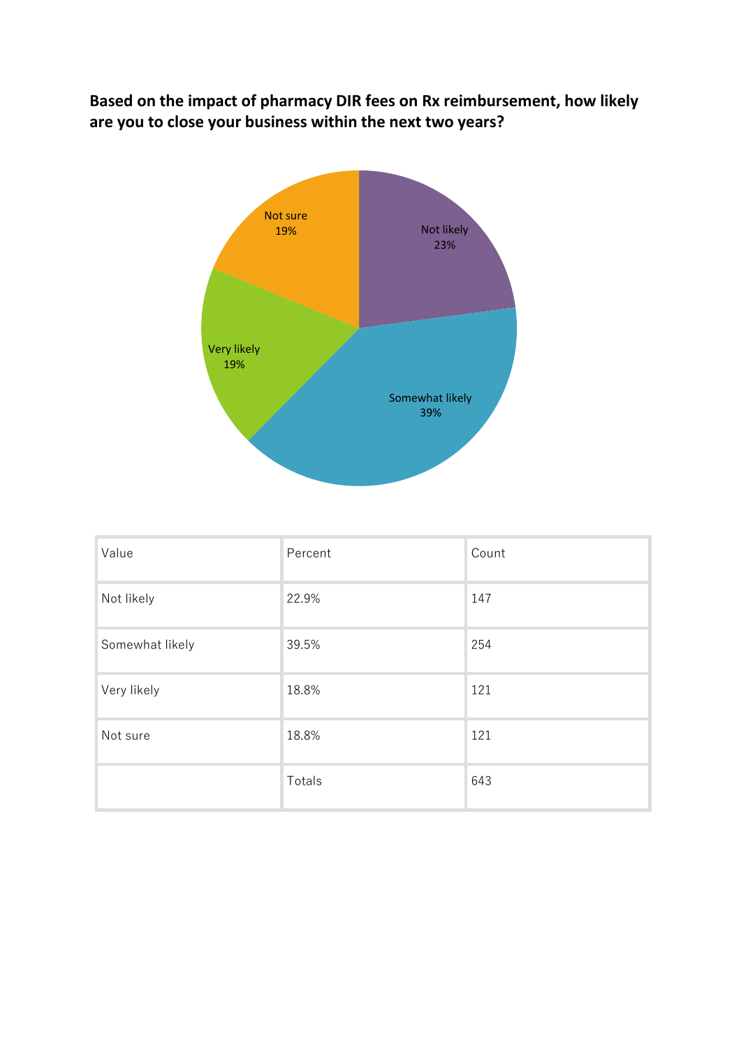**Based on the impact of pharmacy DIR fees on Rx reimbursement, how likely are you to close your business within the next two years?**

| Value | Percent | Count |
| --- | --- | --- |
| Not likely | 22.9% | 147 |
| Somewhat likely | 39.5% | 254 |
| Very likely | 18.8% | 121 |
| Not sure | 18.8% | 121 |
| | Totals | 643 |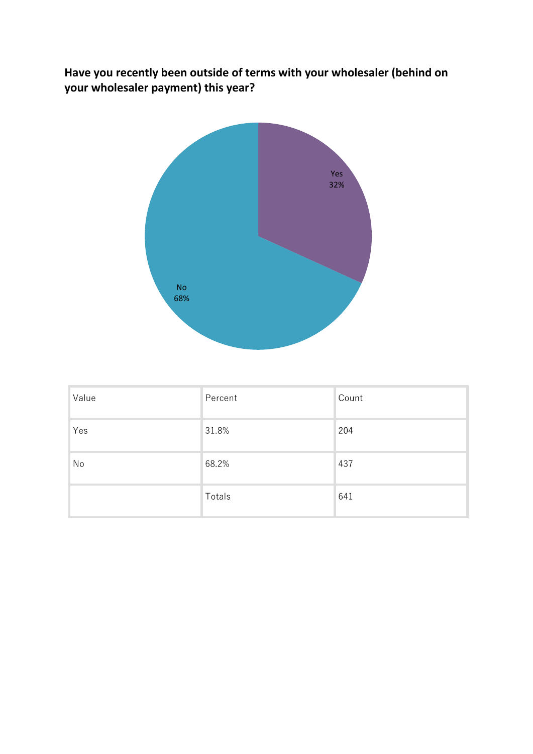**Have you recently been outside of terms with your wholesaler (behind on your wholesaler payment) this year?**

| Value | Percent | Count |
|---|---|---|
| Yes | 31.8% | 204 |
| No | 68.2% | 437 |
| | Totals | 641 |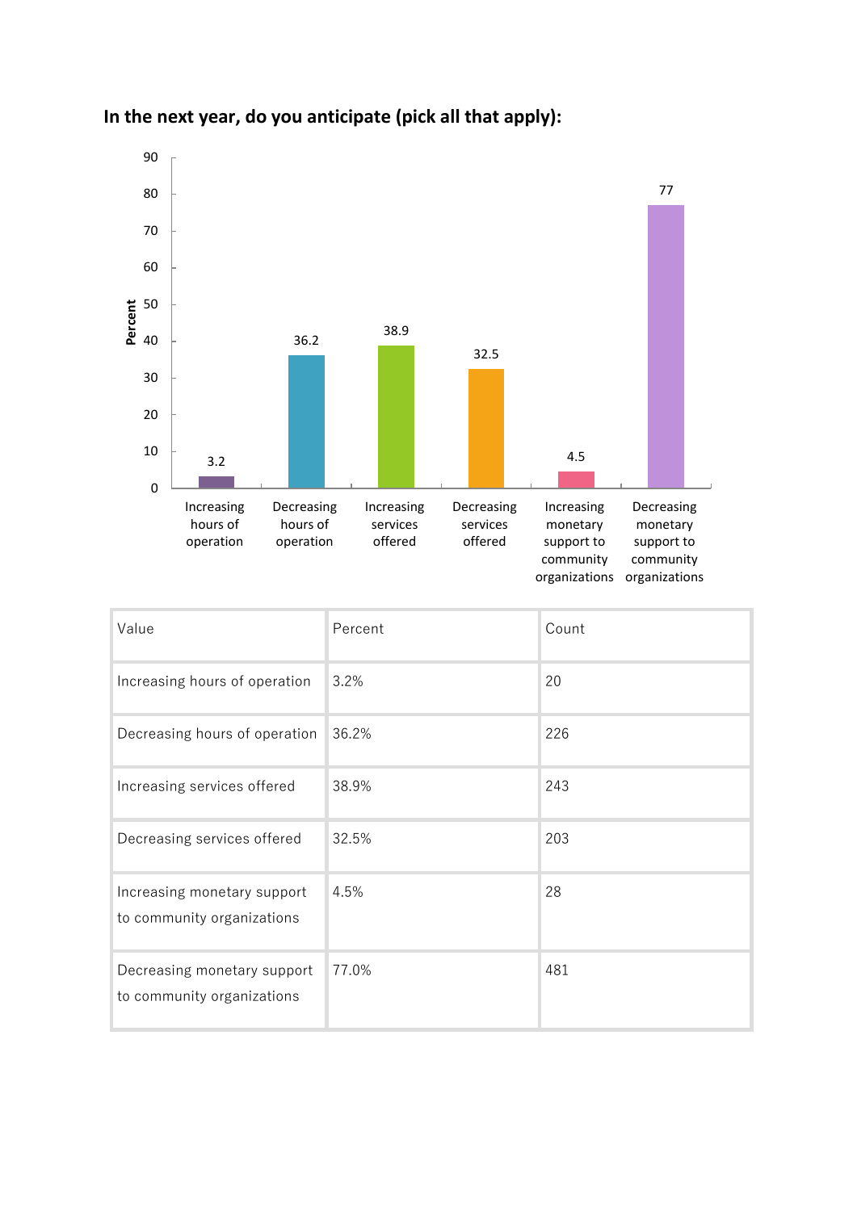**In the next year, do you anticipate (pick all that apply):**

Percent

90
80
70
60
50
40
30
20
10
0

3.2
36.2
38.9
32.5
4.5
77

Increasing hours of operation
Decreasing hours of operation
Increasing services offered
Decreasing services offered
Increasing monetary support to community organizations
Decreasing monetary support to community organizations

| Value | Percent | Count |
|---|---|---|
| Increasing hours of operation | 3.2% | 20 |
| Decreasing hours of operation | 36.2% | 226 |
| Increasing services offered | 38.9% | 243 |
| Decreasing services offered | 32.5% | 203 |
| Increasing monetary support to community organizations | 4.5% | 28 |
| Decreasing monetary support to community organizations | 77.0% | 481 |